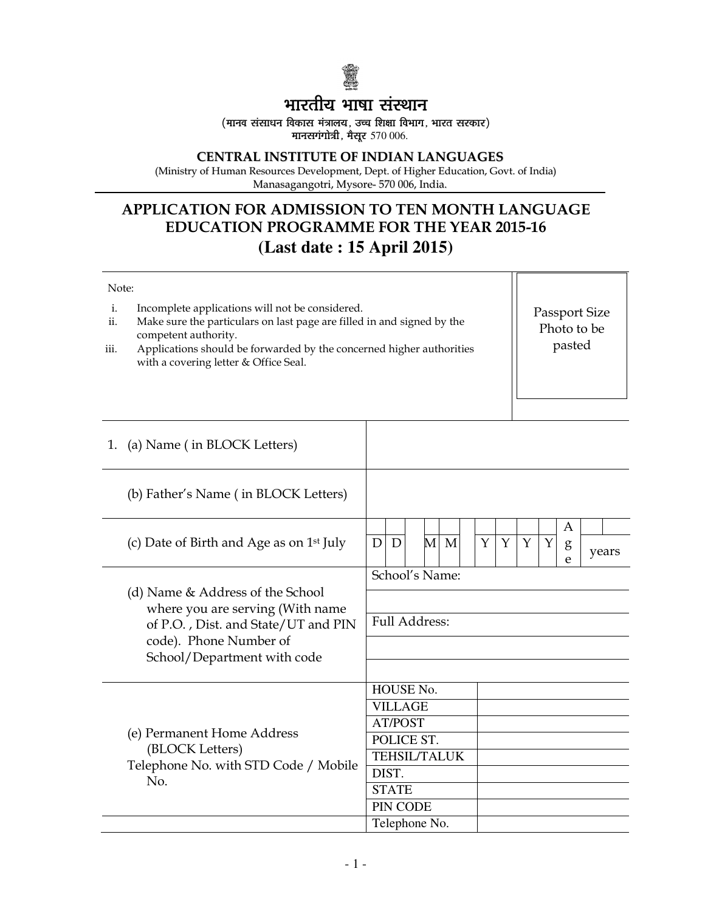# भारतीय भाषा संस्थान

(मानव संसाधन विकास मंत्रालय, उच्च शिक्षा विभाग, भारत सरकार)
मानसगंगोत्री, मैसूर 570 006.

## CENTRAL INSTITUTE OF INDIAN LANGUAGES

(Ministry of Human Resources Development, Dept. of Higher Education, Govt. of India)
Manasagangotri, Mysore- 570 006, India.

## APPLICATION FOR ADMISSION TO TEN MONTH LANGUAGE EDUCATION PROGRAMME FOR THE YEAR 2015-16

## (Last date : 15 April 2015)

Note:

i. Incomplete applications will not be considered.
ii. Make sure the particulars on last page are filled in and signed by the competent authority.
iii. Applications should be forwarded by the concerned higher authorities with a covering letter & Office Seal.

Passport Size Photo to be pasted

| | |
|---|---|
| 1. (a) Name ( in BLOCK Letters) | |
| (b) Father's Name ( in BLOCK Letters) | |
| (c) Date of Birth and Age as on 1st July | D D / M M / Y Y Y Y &nbsp; Age ____ years |
| (d) Name & Address of the School where you are serving (With name of P.O. , Dist. and State/UT and PIN code). Phone Number of School/Department with code | School's Name: <br><br> Full Address: |

| | | |
|---|---|---|
| (e) Permanent Home Address (BLOCK Letters) Telephone No. with STD Code / Mobile No. | HOUSE No. | |
| | VILLAGE | |
| | AT/POST | |
| | POLICE ST. | |
| | TEHSIL/TALUK | |
| | DIST. | |
| | STATE | |
| | PIN CODE | |
| | Telephone No. | |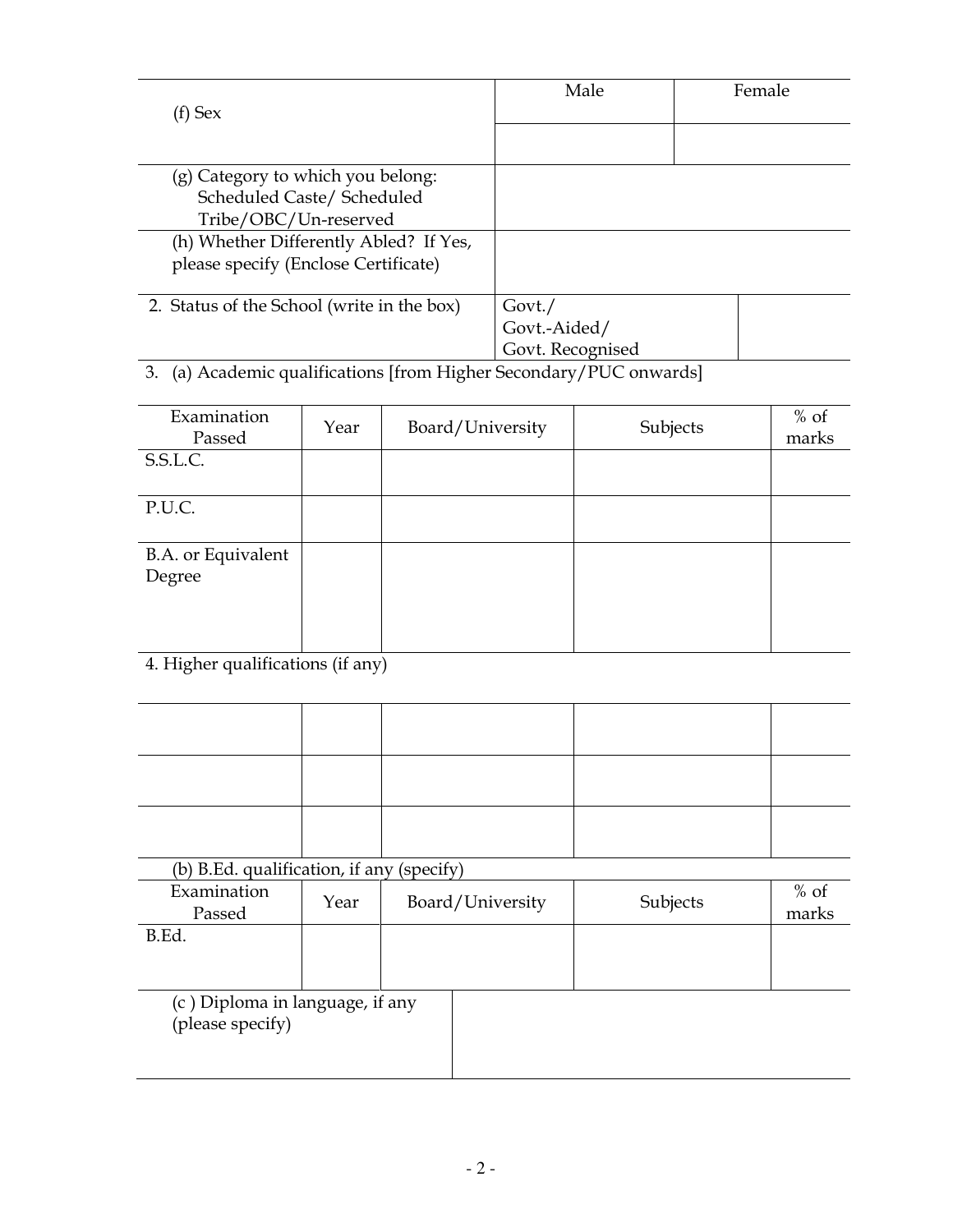| (f) Sex | Male | Female |
|---|---|---|
| | | |

| | |
|---|---|
| (g) Category to which you belong: Scheduled Caste/ Scheduled Tribe/OBC/Un-reserved | |
| (h) Whether Differently Abled? If Yes, please specify (Enclose Certificate) | |

| | | |
|---|---|---|
| 2. Status of the School (write in the box) | Govt./ Govt.-Aided/ Govt. Recognised | |

3. (a) Academic qualifications [from Higher Secondary/PUC onwards]

| Examination Passed | Year | Board/University | Subjects | % of marks |
|---|---|---|---|---|
| S.S.L.C. | | | | |
| P.U.C. | | | | |
| B.A. or Equivalent Degree | | | | |

4. Higher qualifications (if any)

| | | | | |
|---|---|---|---|---|
| | | | | |
| | | | | |
| | | | | |

(b) B.Ed. qualification, if any (specify)

| Examination Passed | Year | Board/University | Subjects | % of marks |
|---|---|---|---|---|
| B.Ed. | | | | |

| | |
|---|---|
| (c ) Diploma in language, if any (please specify) | |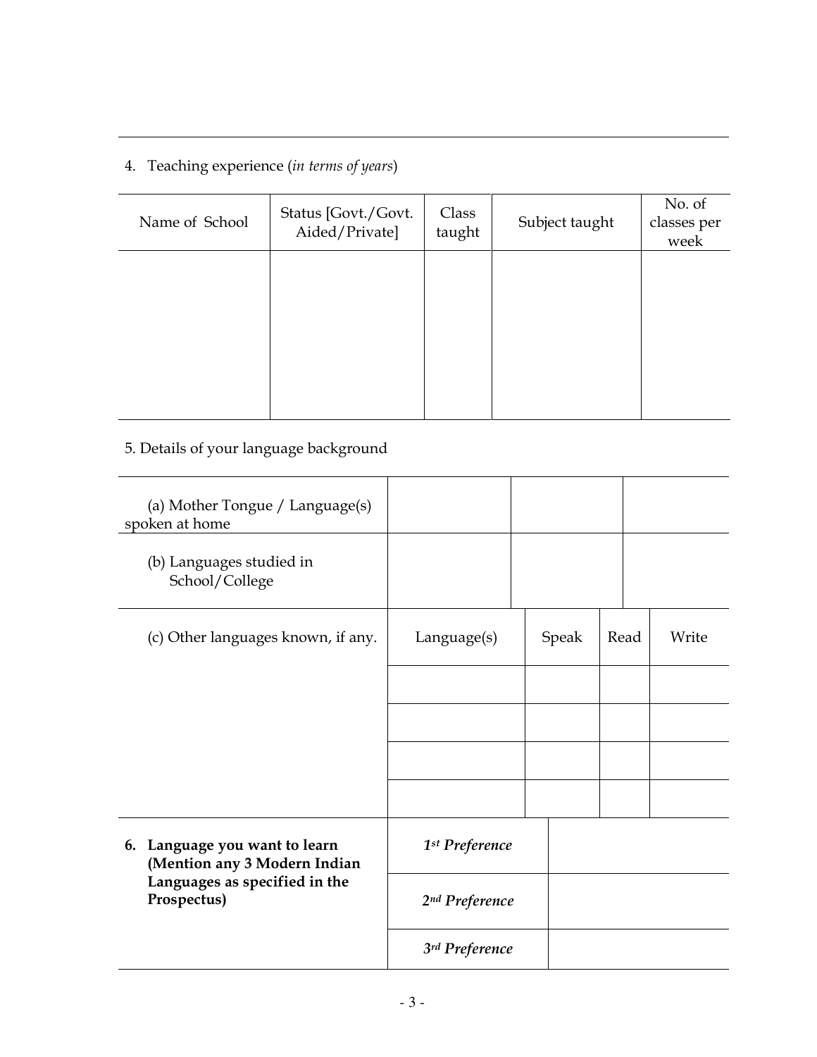4. Teaching experience (*in terms of years*)

| Name of School | Status [Govt./Govt. Aided/Private] | Class taught | Subject taught | No. of classes per week |
|---|---|---|---|---|
| | | | | |

5. Details of your language background

| | | | | |
|---|---|---|---|---|
| (a) Mother Tongue / Language(s) spoken at home | | | | |
| (b) Languages studied in School/College | | | | |
| (c) Other languages known, if any. | Language(s) | Speak | Read | Write |
| | | | | |
| | | | | |
| | | | | |
| | | | | |

| | | |
|---|---|---|
| **6. Language you want to learn (Mention any 3 Modern Indian Languages as specified in the Prospectus)** | ***1st Preference*** | |
| | ***2nd Preference*** | |
| | ***3rd Preference*** | |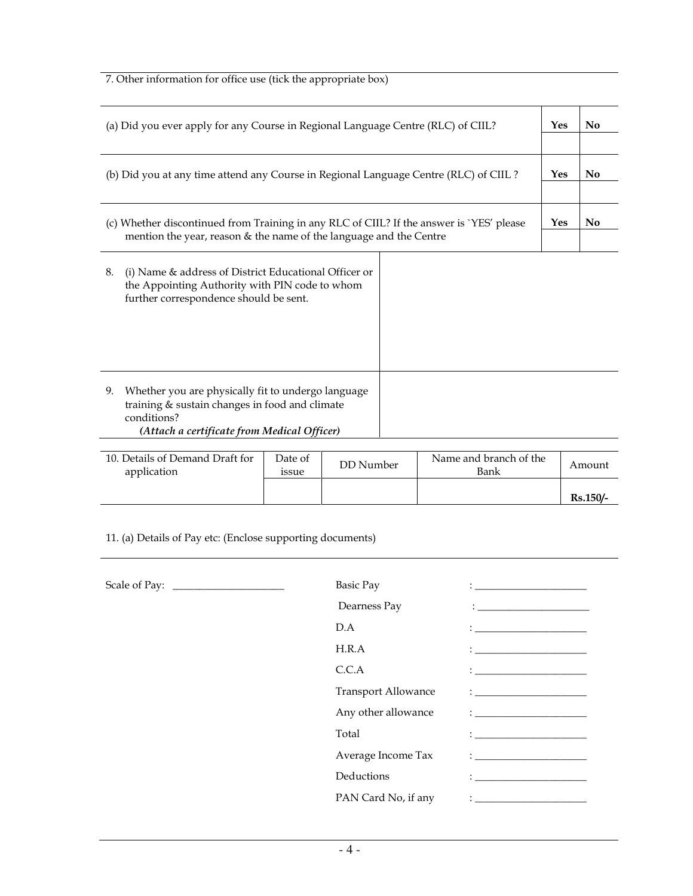7. Other information for office use (tick the appropriate box)

| | Yes | No |
|---|---|---|
| (a) Did you ever apply for any Course in Regional Language Centre (RLC) of CIIL? | | |
| (b) Did you at any time attend any Course in Regional Language Centre (RLC) of CIIL ? | | |
| (c) Whether discontinued from Training in any RLC of CIIL? If the answer is `YES' please mention the year, reason & the name of the language and the Centre | | |

| | |
|---|---|
| 8. (i) Name & address of District Educational Officer or the Appointing Authority with PIN code to whom further correspondence should be sent. | |
| 9. Whether you are physically fit to undergo language training & sustain changes in food and climate conditions? ***(Attach a certificate from Medical Officer)*** | |

| 10. Details of Demand Draft for application | Date of issue | DD Number | Name and branch of the Bank | Amount |
|---|---|---|---|---|
| | | | | **Rs.150/-** |

11. (a) Details of Pay etc: (Enclose supporting documents)

Scale of Pay: ____________________

Basic Pay : ____________________

Dearness Pay : ____________________

D.A : ____________________

H.R.A : ____________________

C.C.A : ____________________

Transport Allowance : ____________________

Any other allowance : ____________________

Total : ____________________

Average Income Tax : ____________________

Deductions : ____________________

PAN Card No, if any : ____________________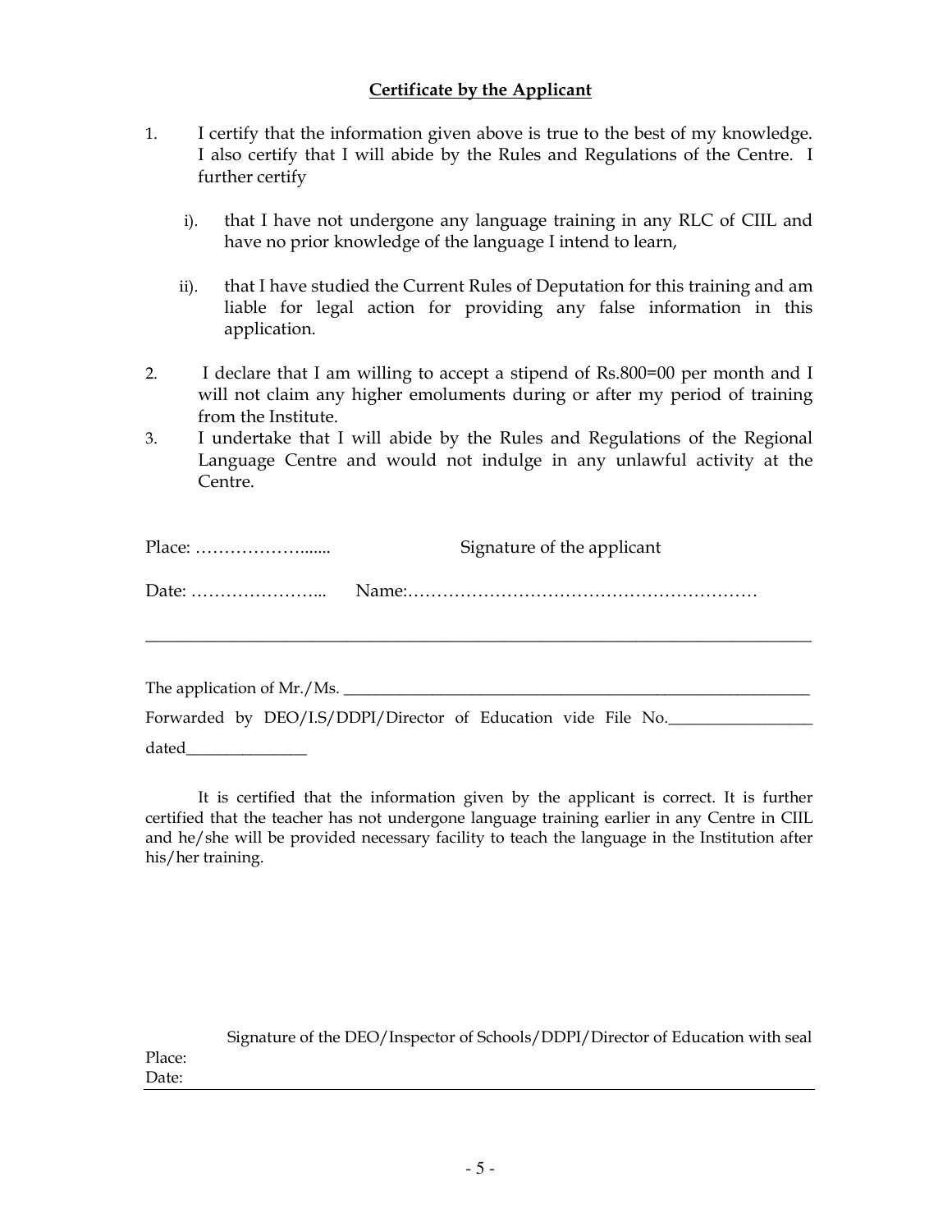**Certificate by the Applicant**

1. I certify that the information given above is true to the best of my knowledge. I also certify that I will abide by the Rules and Regulations of the Centre. I further certify

   i). that I have not undergone any language training in any RLC of CIIL and have no prior knowledge of the language I intend to learn,

   ii). that I have studied the Current Rules of Deputation for this training and am liable for legal action for providing any false information in this application.

2. I declare that I am willing to accept a stipend of Rs.800=00 per month and I will not claim any higher emoluments during or after my period of training from the Institute.
3. I undertake that I will abide by the Rules and Regulations of the Regional Language Centre and would not indulge in any unlawful activity at the Centre.

Place: ………………....... Signature of the applicant

Date: …………………... Name:……………………………………………………

---

The application of Mr./Ms. ____________________________________________________________

Forwarded by DEO/I.S/DDPI/Director of Education vide File No.__________________

dated_______________

It is certified that the information given by the applicant is correct. It is further certified that the teacher has not undergone language training earlier in any Centre in CIIL and he/she will be provided necessary facility to teach the language in the Institution after his/her training.

Signature of the DEO/Inspector of Schools/DDPI/Director of Education with seal

Place:

Date: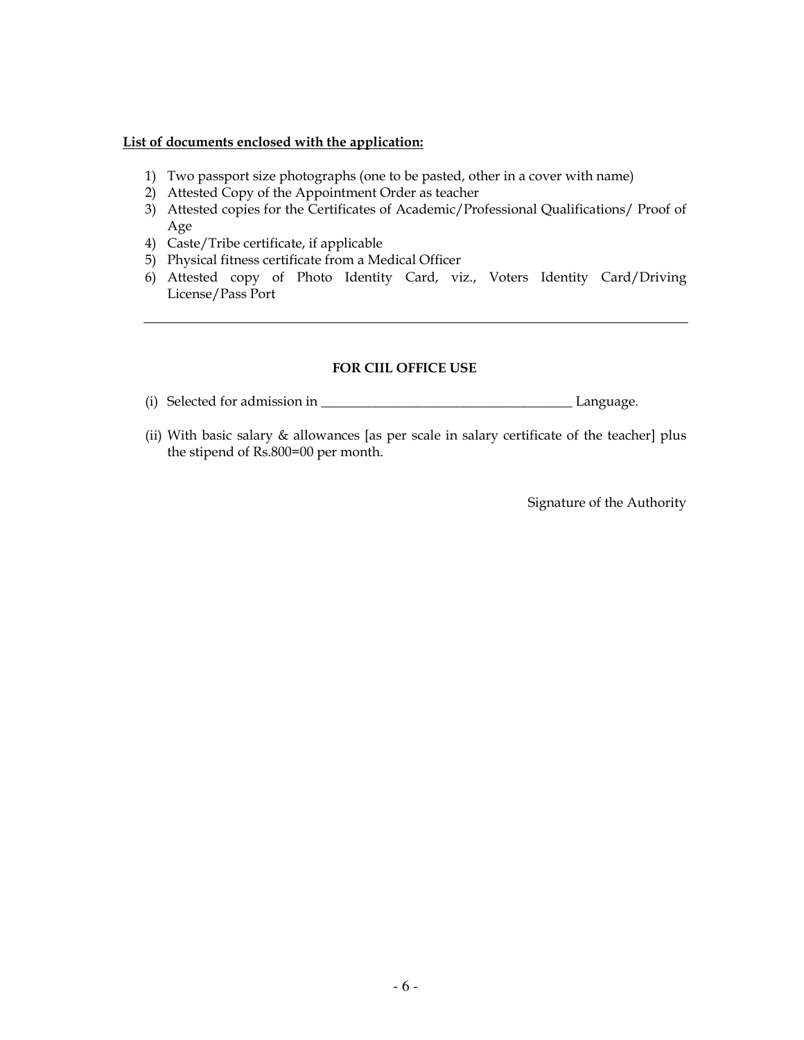**List of documents enclosed with the application:**

1) Two passport size photographs (one to be pasted, other in a cover with name)
2) Attested Copy of the Appointment Order as teacher
3) Attested copies for the Certificates of Academic/Professional Qualifications/ Proof of Age
4) Caste/Tribe certificate, if applicable
5) Physical fitness certificate from a Medical Officer
6) Attested copy of Photo Identity Card, viz., Voters Identity Card/Driving License/Pass Port

---

**FOR CIIL OFFICE USE**

(i) Selected for admission in ______________________________________ Language.

(ii) With basic salary & allowances [as per scale in salary certificate of the teacher] plus the stipend of Rs.800=00 per month.

Signature of the Authority